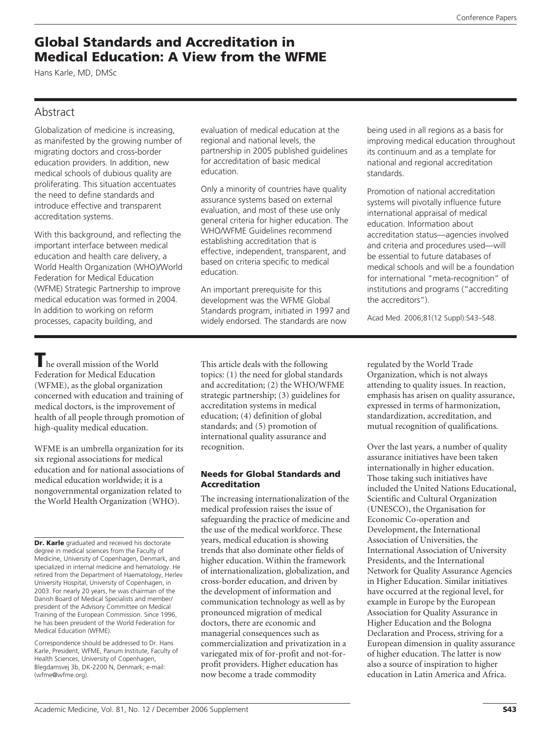# Global Standards and Accreditation in Medical Education: A View from the WFME

Hans Karle, MD, DMSc

## Abstract

Globalization of medicine is increasing, as manifested by the growing number of migrating doctors and cross-border education providers. In addition, new medical schools of dubious quality are proliferating. This situation accentuates the need to define standards and introduce effective and transparent accreditation systems.

With this background, and reflecting the important interface between medical education and health care delivery, a World Health Organization (WHO)/World Federation for Medical Education (WFME) Strategic Partnership to improve medical education was formed in 2004. In addition to working on reform processes, capacity building, and evaluation of medical education at the regional and national levels, the partnership in 2005 published guidelines for accreditation of basic medical education.

Only a minority of countries have quality assurance systems based on external evaluation, and most of these use only general criteria for higher education. The WHO/WFME Guidelines recommend establishing accreditation that is effective, independent, transparent, and based on criteria specific to medical education.

An important prerequisite for this development was the WFME Global Standards program, initiated in 1997 and widely endorsed. The standards are now being used in all regions as a basis for improving medical education throughout its continuum and as a template for national and regional accreditation standards.

Promotion of national accreditation systems will pivotally influence future international appraisal of medical education. Information about accreditation status—agencies involved and criteria and procedures used—will be essential to future databases of medical schools and will be a foundation for international "meta-recognition" of institutions and programs ("accrediting the accreditors").

Acad Med. 2006;81(12 Suppl):S43–S48.

---

The overall mission of the World Federation for Medical Education (WFME), as the global organization concerned with education and training of medical doctors, is the improvement of health of all people through promotion of high-quality medical education.

WFME is an umbrella organization for its six regional associations for medical education and for national associations of medical education worldwide; it is a nongovernmental organization related to the World Health Organization (WHO).

This article deals with the following topics: (1) the need for global standards and accreditation; (2) the WHO/WFME strategic partnership; (3) guidelines for accreditation systems in medical education; (4) definition of global standards; and (5) promotion of international quality assurance and recognition.

### Needs for Global Standards and Accreditation

The increasing internationalization of the medical profession raises the issue of safeguarding the practice of medicine and the use of the medical workforce. These years, medical education is showing trends that also dominate other fields of higher education. Within the framework of internationalization, globalization, and cross-border education, and driven by the development of information and communication technology as well as by pronounced migration of medical doctors, there are economic and managerial consequences such as commercialization and privatization in a variegated mix of for-profit and not-for-profit providers. Higher education has now become a trade commodity regulated by the World Trade Organization, which is not always attending to quality issues. In reaction, emphasis has arisen on quality assurance, expressed in terms of harmonization, standardization, accreditation, and mutual recognition of qualifications.

Over the last years, a number of quality assurance initiatives have been taken internationally in higher education. Those taking such initiatives have included the United Nations Educational, Scientific and Cultural Organization (UNESCO), the Organisation for Economic Co-operation and Development, the International Association of Universities, the International Association of University Presidents, and the International Network for Quality Assurance Agencies in Higher Education. Similar initiatives have occurred at the regional level, for example in Europe by the European Association for Quality Assurance in Higher Education and the Bologna Declaration and Process, striving for a European dimension in quality assurance of higher education. The latter is now also a source of inspiration to higher education in Latin America and Africa.

---

**Dr. Karle** graduated and received his doctorate degree in medical sciences from the Faculty of Medicine, University of Copenhagen, Denmark, and specialized in internal medicine and hematology. He retired from the Department of Haematology, Herlev University Hospital, University of Copenhagen, in 2003. For nearly 20 years, he was chairman of the Danish Board of Medical Specialists and member/president of the Advisory Committee on Medical Training of the European Commission. Since 1996, he has been president of the World Federation for Medical Education (WFME).

Correspondence should be addressed to Dr. Hans Karle, President, WFME, Panum Institute, Faculty of Health Sciences, University of Copenhagen, Blegdamsvej 3b, DK-2200 N, Denmark; e-mail: (wfme@wfme.org).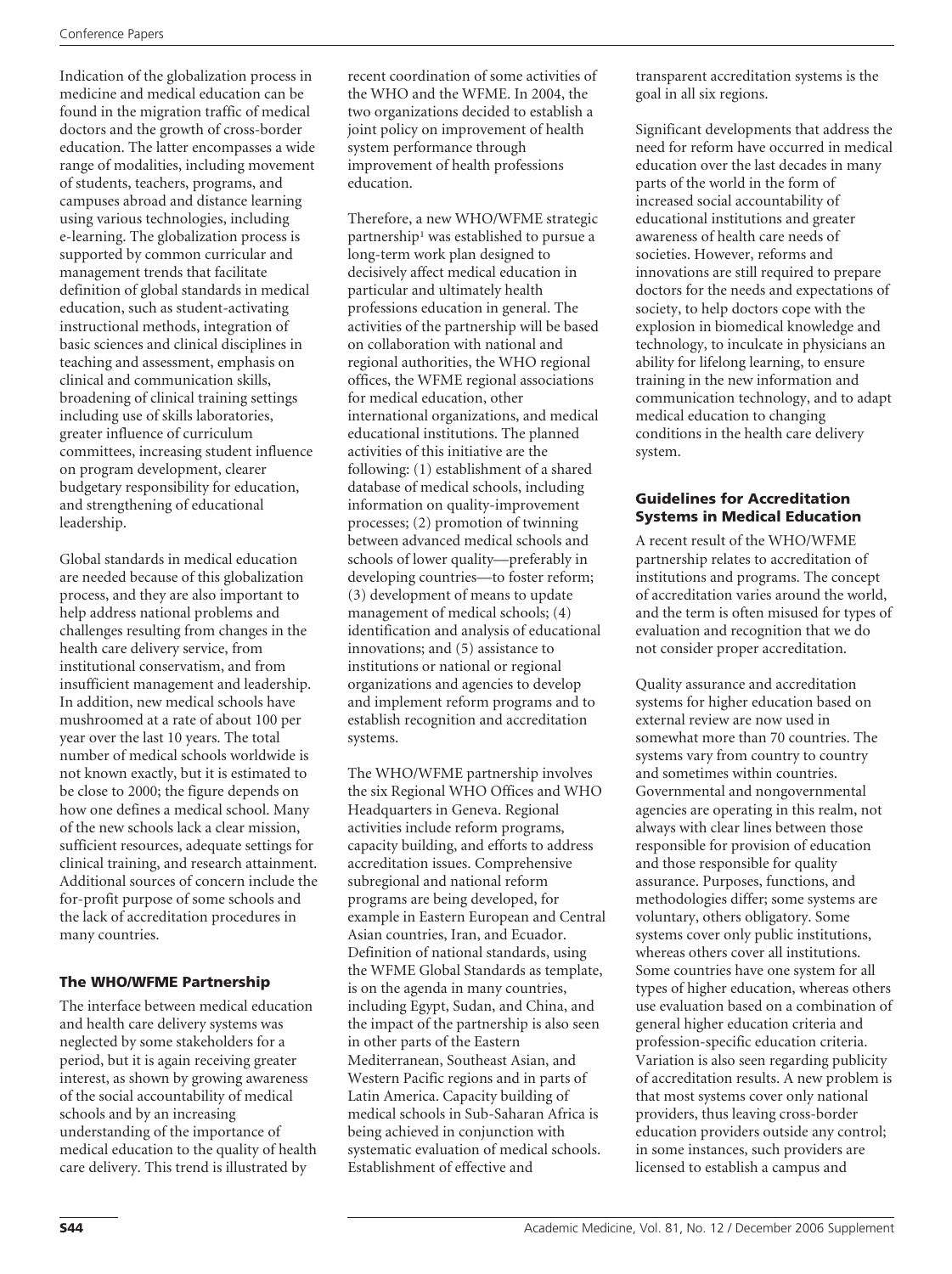Indication of the globalization process in medicine and medical education can be found in the migration traffic of medical doctors and the growth of cross-border education. The latter encompasses a wide range of modalities, including movement of students, teachers, programs, and campuses abroad and distance learning using various technologies, including e-learning. The globalization process is supported by common curricular and management trends that facilitate definition of global standards in medical education, such as student-activating instructional methods, integration of basic sciences and clinical disciplines in teaching and assessment, emphasis on clinical and communication skills, broadening of clinical training settings including use of skills laboratories, greater influence of curriculum committees, increasing student influence on program development, clearer budgetary responsibility for education, and strengthening of educational leadership.

Global standards in medical education are needed because of this globalization process, and they are also important to help address national problems and challenges resulting from changes in the health care delivery service, from institutional conservatism, and from insufficient management and leadership. In addition, new medical schools have mushroomed at a rate of about 100 per year over the last 10 years. The total number of medical schools worldwide is not known exactly, but it is estimated to be close to 2000; the figure depends on how one defines a medical school. Many of the new schools lack a clear mission, sufficient resources, adequate settings for clinical training, and research attainment. Additional sources of concern include the for-profit purpose of some schools and the lack of accreditation procedures in many countries.

## The WHO/WFME Partnership

The interface between medical education and health care delivery systems was neglected by some stakeholders for a period, but it is again receiving greater interest, as shown by growing awareness of the social accountability of medical schools and by an increasing understanding of the importance of medical education to the quality of health care delivery. This trend is illustrated by recent coordination of some activities of the WHO and the WFME. In 2004, the two organizations decided to establish a joint policy on improvement of health system performance through improvement of health professions education.

Therefore, a new WHO/WFME strategic partnership[1] was established to pursue a long-term work plan designed to decisively affect medical education in particular and ultimately health professions education in general. The activities of the partnership will be based on collaboration with national and regional authorities, the WHO regional offices, the WFME regional associations for medical education, other international organizations, and medical educational institutions. The planned activities of this initiative are the following: (1) establishment of a shared database of medical schools, including information on quality-improvement processes; (2) promotion of twinning between advanced medical schools and schools of lower quality—preferably in developing countries—to foster reform; (3) development of means to update management of medical schools; (4) identification and analysis of educational innovations; and (5) assistance to institutions or national or regional organizations and agencies to develop and implement reform programs and to establish recognition and accreditation systems.

The WHO/WFME partnership involves the six Regional WHO Offices and WHO Headquarters in Geneva. Regional activities include reform programs, capacity building, and efforts to address accreditation issues. Comprehensive subregional and national reform programs are being developed, for example in Eastern European and Central Asian countries, Iran, and Ecuador. Definition of national standards, using the WFME Global Standards as template, is on the agenda in many countries, including Egypt, Sudan, and China, and the impact of the partnership is also seen in other parts of the Eastern Mediterranean, Southeast Asian, and Western Pacific regions and in parts of Latin America. Capacity building of medical schools in Sub-Saharan Africa is being achieved in conjunction with systematic evaluation of medical schools. Establishment of effective and transparent accreditation systems is the goal in all six regions.

Significant developments that address the need for reform have occurred in medical education over the last decades in many parts of the world in the form of increased social accountability of educational institutions and greater awareness of health care needs of societies. However, reforms and innovations are still required to prepare doctors for the needs and expectations of society, to help doctors cope with the explosion in biomedical knowledge and technology, to inculcate in physicians an ability for lifelong learning, to ensure training in the new information and communication technology, and to adapt medical education to changing conditions in the health care delivery system.

## Guidelines for Accreditation Systems in Medical Education

A recent result of the WHO/WFME partnership relates to accreditation of institutions and programs. The concept of accreditation varies around the world, and the term is often misused for types of evaluation and recognition that we do not consider proper accreditation.

Quality assurance and accreditation systems for higher education based on external review are now used in somewhat more than 70 countries. The systems vary from country to country and sometimes within countries. Governmental and nongovernmental agencies are operating in this realm, not always with clear lines between those responsible for provision of education and those responsible for quality assurance. Purposes, functions, and methodologies differ; some systems are voluntary, others obligatory. Some systems cover only public institutions, whereas others cover all institutions. Some countries have one system for all types of higher education, whereas others use evaluation based on a combination of general higher education criteria and profession-specific education criteria. Variation is also seen regarding publicity of accreditation results. A new problem is that most systems cover only national providers, thus leaving cross-border education providers outside any control; in some instances, such providers are licensed to establish a campus and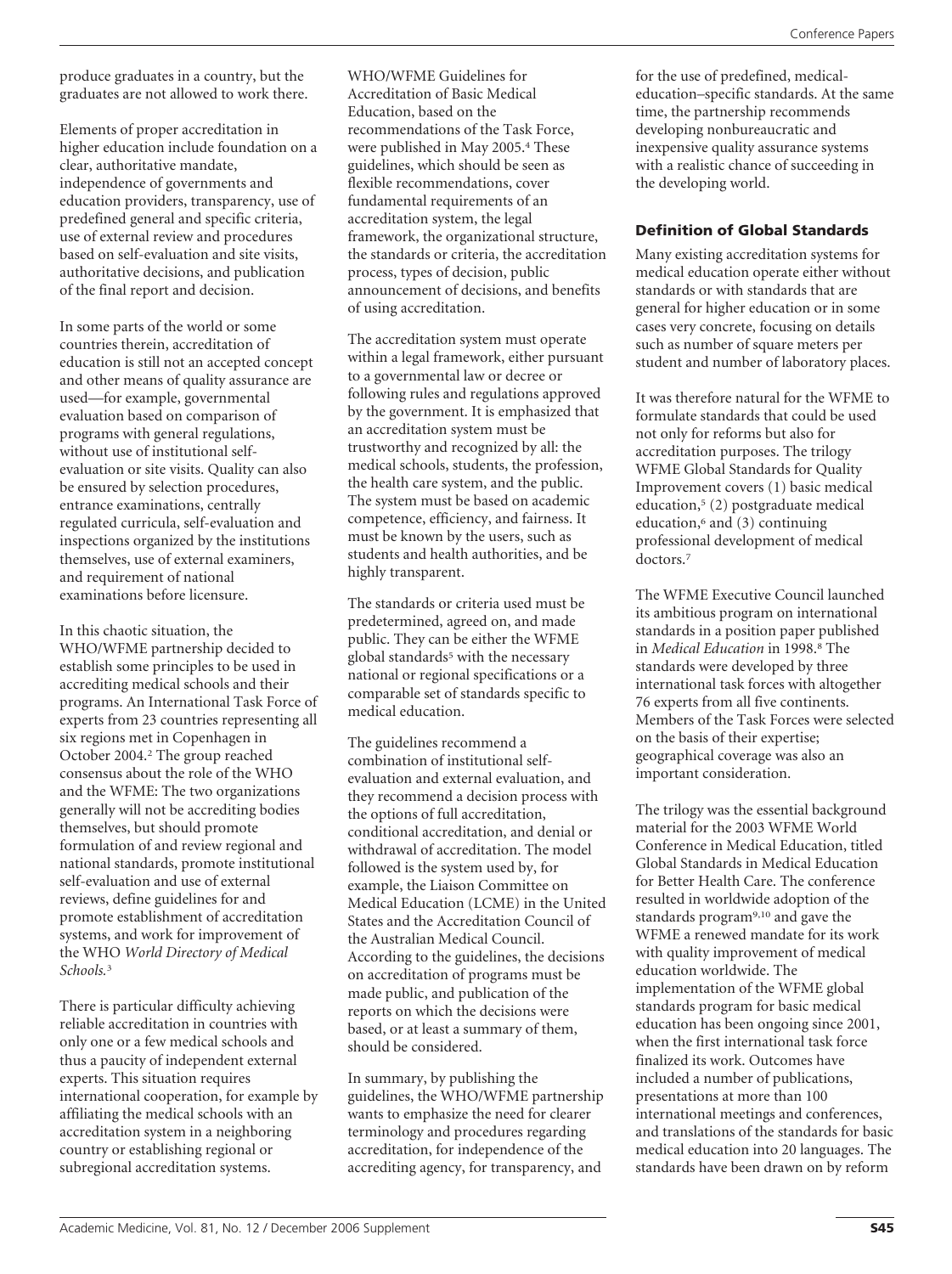produce graduates in a country, but the graduates are not allowed to work there.

Elements of proper accreditation in higher education include foundation on a clear, authoritative mandate, independence of governments and education providers, transparency, use of predefined general and specific criteria, use of external review and procedures based on self-evaluation and site visits, authoritative decisions, and publication of the final report and decision.

In some parts of the world or some countries therein, accreditation of education is still not an accepted concept and other means of quality assurance are used—for example, governmental evaluation based on comparison of programs with general regulations, without use of institutional self-evaluation or site visits. Quality can also be ensured by selection procedures, entrance examinations, centrally regulated curricula, self-evaluation and inspections organized by the institutions themselves, use of external examiners, and requirement of national examinations before licensure.

In this chaotic situation, the WHO/WFME partnership decided to establish some principles to be used in accrediting medical schools and their programs. An International Task Force of experts from 23 countries representing all six regions met in Copenhagen in October 2004.[2] The group reached consensus about the role of the WHO and the WFME: The two organizations generally will not be accrediting bodies themselves, but should promote formulation of and review regional and national standards, promote institutional self-evaluation and use of external reviews, define guidelines for and promote establishment of accreditation systems, and work for improvement of the WHO *World Directory of Medical Schools.*[3]

There is particular difficulty achieving reliable accreditation in countries with only one or a few medical schools and thus a paucity of independent external experts. This situation requires international cooperation, for example by affiliating the medical schools with an accreditation system in a neighboring country or establishing regional or subregional accreditation systems.

WHO/WFME Guidelines for Accreditation of Basic Medical Education, based on the recommendations of the Task Force, were published in May 2005.[4] These guidelines, which should be seen as flexible recommendations, cover fundamental requirements of an accreditation system, the legal framework, the organizational structure, the standards or criteria, the accreditation process, types of decision, public announcement of decisions, and benefits of using accreditation.

The accreditation system must operate within a legal framework, either pursuant to a governmental law or decree or following rules and regulations approved by the government. It is emphasized that an accreditation system must be trustworthy and recognized by all: the medical schools, students, the profession, the health care system, and the public. The system must be based on academic competence, efficiency, and fairness. It must be known by the users, such as students and health authorities, and be highly transparent.

The standards or criteria used must be predetermined, agreed on, and made public. They can be either the WFME global standards[5] with the necessary national or regional specifications or a comparable set of standards specific to medical education.

The guidelines recommend a combination of institutional self-evaluation and external evaluation, and they recommend a decision process with the options of full accreditation, conditional accreditation, and denial or withdrawal of accreditation. The model followed is the system used by, for example, the Liaison Committee on Medical Education (LCME) in the United States and the Accreditation Council of the Australian Medical Council. According to the guidelines, the decisions on accreditation of programs must be made public, and publication of the reports on which the decisions were based, or at least a summary of them, should be considered.

In summary, by publishing the guidelines, the WHO/WFME partnership wants to emphasize the need for clearer terminology and procedures regarding accreditation, for independence of the accrediting agency, for transparency, and for the use of predefined, medical-education–specific standards. At the same time, the partnership recommends developing nonbureaucratic and inexpensive quality assurance systems with a realistic chance of succeeding in the developing world.

## Definition of Global Standards

Many existing accreditation systems for medical education operate either without standards or with standards that are general for higher education or in some cases very concrete, focusing on details such as number of square meters per student and number of laboratory places.

It was therefore natural for the WFME to formulate standards that could be used not only for reforms but also for accreditation purposes. The trilogy WFME Global Standards for Quality Improvement covers (1) basic medical education,[5] (2) postgraduate medical education,[6] and (3) continuing professional development of medical doctors.[7]

The WFME Executive Council launched its ambitious program on international standards in a position paper published in *Medical Education* in 1998.[8] The standards were developed by three international task forces with altogether 76 experts from all five continents. Members of the Task Forces were selected on the basis of their expertise; geographical coverage was also an important consideration.

The trilogy was the essential background material for the 2003 WFME World Conference in Medical Education, titled Global Standards in Medical Education for Better Health Care. The conference resulted in worldwide adoption of the standards program[9,10] and gave the WFME a renewed mandate for its work with quality improvement of medical education worldwide. The implementation of the WFME global standards program for basic medical education has been ongoing since 2001, when the first international task force finalized its work. Outcomes have included a number of publications, presentations at more than 100 international meetings and conferences, and translations of the standards for basic medical education into 20 languages. The standards have been drawn on by reform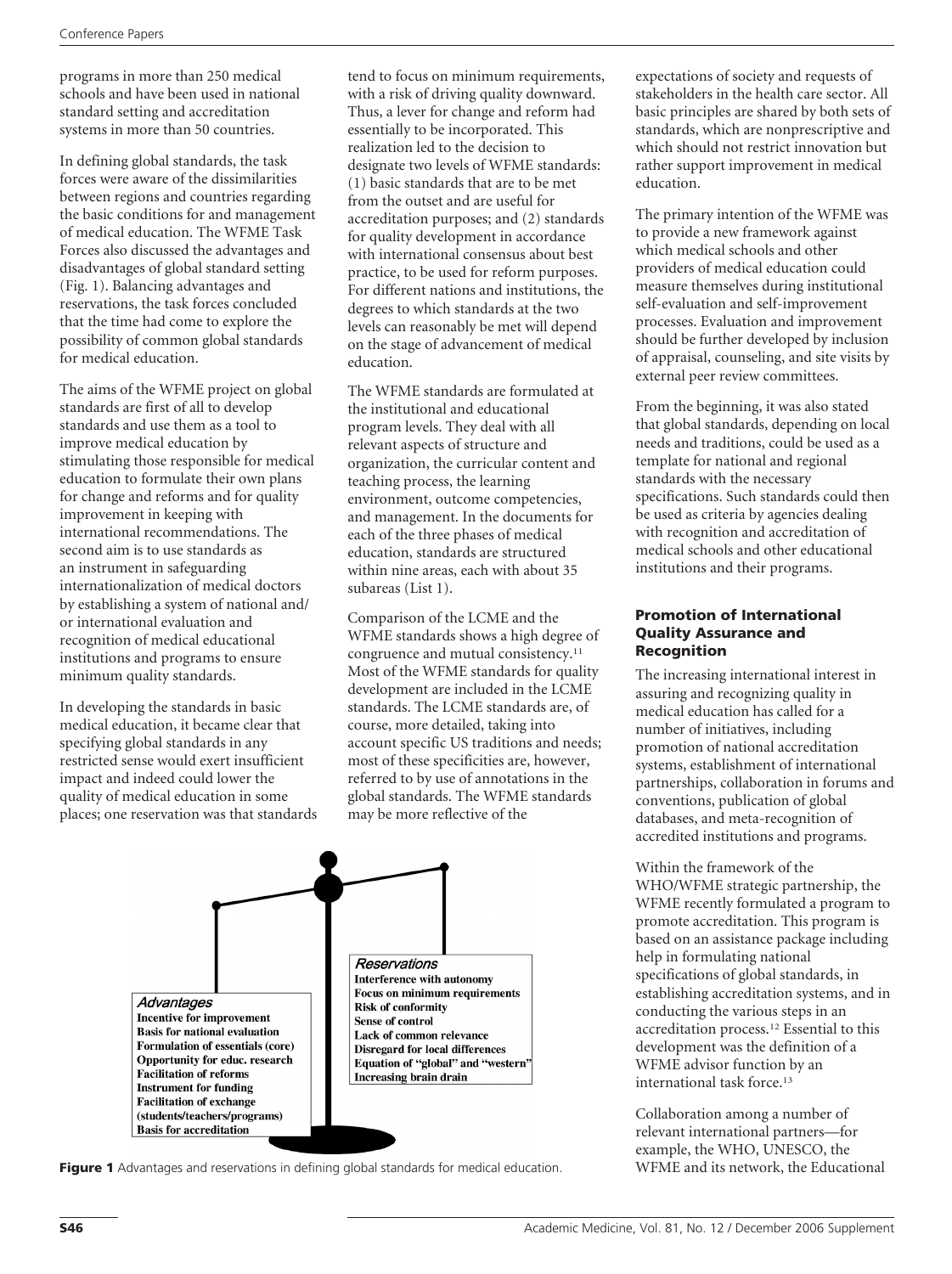programs in more than 250 medical schools and have been used in national standard setting and accreditation systems in more than 50 countries.

In defining global standards, the task forces were aware of the dissimilarities between regions and countries regarding the basic conditions for and management of medical education. The WFME Task Forces also discussed the advantages and disadvantages of global standard setting (Fig. 1). Balancing advantages and reservations, the task forces concluded that the time had come to explore the possibility of common global standards for medical education.

The aims of the WFME project on global standards are first of all to develop standards and use them as a tool to improve medical education by stimulating those responsible for medical education to formulate their own plans for change and reforms and for quality improvement in keeping with international recommendations. The second aim is to use standards as an instrument in safeguarding internationalization of medical doctors by establishing a system of national and/or international evaluation and recognition of medical educational institutions and programs to ensure minimum quality standards.

In developing the standards in basic medical education, it became clear that specifying global standards in any restricted sense would exert insufficient impact and indeed could lower the quality of medical education in some places; one reservation was that standards tend to focus on minimum requirements, with a risk of driving quality downward. Thus, a lever for change and reform had essentially to be incorporated. This realization led to the decision to designate two levels of WFME standards: (1) basic standards that are to be met from the outset and are useful for accreditation purposes; and (2) standards for quality development in accordance with international consensus about best practice, to be used for reform purposes. For different nations and institutions, the degrees to which standards at the two levels can reasonably be met will depend on the stage of advancement of medical education.

The WFME standards are formulated at the institutional and educational program levels. They deal with all relevant aspects of structure and organization, the curricular content and teaching process, the learning environment, outcome competencies, and management. In the documents for each of the three phases of medical education, standards are structured within nine areas, each with about 35 subareas (List 1).

Comparison of the LCME and the WFME standards shows a high degree of congruence and mutual consistency.[11] Most of the WFME standards for quality development are included in the LCME standards. The LCME standards are, of course, more detailed, taking into account specific US traditions and needs; most of these specificities are, however, referred to by use of annotations in the global standards. The WFME standards may be more reflective of the expectations of society and requests of stakeholders in the health care sector. All basic principles are shared by both sets of standards, which are nonprescriptive and which should not restrict innovation but rather support improvement in medical education.

The primary intention of the WFME was to provide a new framework against which medical schools and other providers of medical education could measure themselves during institutional self-evaluation and self-improvement processes. Evaluation and improvement should be further developed by inclusion of appraisal, counseling, and site visits by external peer review committees.

From the beginning, it was also stated that global standards, depending on local needs and traditions, could be used as a template for national and regional standards with the necessary specifications. Such standards could then be used as criteria by agencies dealing with recognition and accreditation of medical schools and other educational institutions and their programs.

*Advantages*
- Incentive for improvement
- Basis for national evaluation
- Formulation of essentials (core)
- Opportunity for educ. research
- Facilitation of reforms
- Instrument for funding
- Facilitation of exchange (students/teachers/programs)
- Basis for accreditation

*Reservations*
- Interference with autonomy
- Focus on minimum requirements
- Risk of conformity
- Sense of control
- Lack of common relevance
- Disregard for local differences
- Equation of "global" and "western"
- Increasing brain drain

**Figure 1** Advantages and reservations in defining global standards for medical education.

### Promotion of International Quality Assurance and Recognition

The increasing international interest in assuring and recognizing quality in medical education has called for a number of initiatives, including promotion of national accreditation systems, establishment of international partnerships, collaboration in forums and conventions, publication of global databases, and meta-recognition of accredited institutions and programs.

Within the framework of the WHO/WFME strategic partnership, the WFME recently formulated a program to promote accreditation. This program is based on an assistance package including help in formulating national specifications of global standards, in establishing accreditation systems, and in conducting the various steps in an accreditation process.[12] Essential to this development was the definition of a WFME advisor function by an international task force.[13]

Collaboration among a number of relevant international partners—for example, the WHO, UNESCO, the WFME and its network, the Educational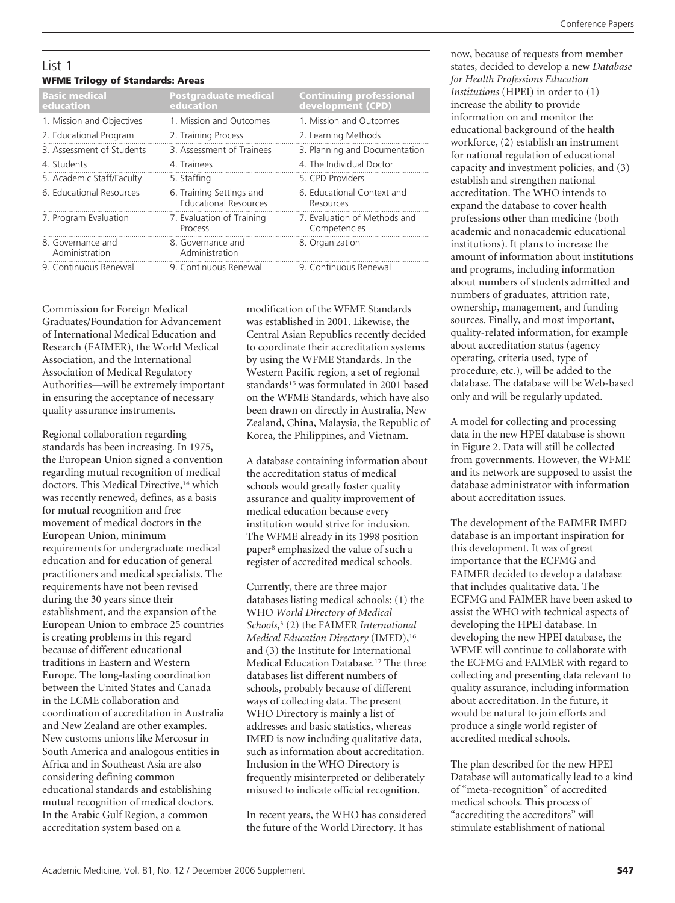## List 1

**WFME Trilogy of Standards: Areas**

| Basic medical education | Postgraduate medical education | Continuing professional development (CPD) |
|---|---|---|
| 1. Mission and Objectives | 1. Mission and Outcomes | 1. Mission and Outcomes |
| 2. Educational Program | 2. Training Process | 2. Learning Methods |
| 3. Assessment of Students | 3. Assessment of Trainees | 3. Planning and Documentation |
| 4. Students | 4. Trainees | 4. The Individual Doctor |
| 5. Academic Staff/Faculty | 5. Staffing | 5. CPD Providers |
| 6. Educational Resources | 6. Training Settings and Educational Resources | 6. Educational Context and Resources |
| 7. Program Evaluation | 7. Evaluation of Training Process | 7. Evaluation of Methods and Competencies |
| 8. Governance and Administration | 8. Governance and Administration | 8. Organization |
| 9. Continuous Renewal | 9. Continuous Renewal | 9. Continuous Renewal |

Commission for Foreign Medical Graduates/Foundation for Advancement of International Medical Education and Research (FAIMER), the World Medical Association, and the International Association of Medical Regulatory Authorities—will be extremely important in ensuring the acceptance of necessary quality assurance instruments.

Regional collaboration regarding standards has been increasing. In 1975, the European Union signed a convention regarding mutual recognition of medical doctors. This Medical Directive,[14] which was recently renewed, defines, as a basis for mutual recognition and free movement of medical doctors in the European Union, minimum requirements for undergraduate medical education and for education of general practitioners and medical specialists. The requirements have not been revised during the 30 years since their establishment, and the expansion of the European Union to embrace 25 countries is creating problems in this regard because of different educational traditions in Eastern and Western Europe. The long-lasting coordination between the United States and Canada in the LCME collaboration and coordination of accreditation in Australia and New Zealand are other examples. New customs unions like Mercosur in South America and analogous entities in Africa and in Southeast Asia are also considering defining common educational standards and establishing mutual recognition of medical doctors. In the Arabic Gulf Region, a common accreditation system based on a modification of the WFME Standards was established in 2001. Likewise, the Central Asian Republics recently decided to coordinate their accreditation systems by using the WFME Standards. In the Western Pacific region, a set of regional standards[15] was formulated in 2001 based on the WFME Standards, which have also been drawn on directly in Australia, New Zealand, China, Malaysia, the Republic of Korea, the Philippines, and Vietnam.

A database containing information about the accreditation status of medical schools would greatly foster quality assurance and quality improvement of medical education because every institution would strive for inclusion. The WFME already in its 1998 position paper[8] emphasized the value of such a register of accredited medical schools.

Currently, there are three major databases listing medical schools: (1) the WHO *World Directory of Medical Schools*,[3] (2) the FAIMER *International Medical Education Directory* (IMED),[16] and (3) the Institute for International Medical Education Database.[17] The three databases list different numbers of schools, probably because of different ways of collecting data. The present WHO Directory is mainly a list of addresses and basic statistics, whereas IMED is now including qualitative data, such as information about accreditation. Inclusion in the WHO Directory is frequently misinterpreted or deliberately misused to indicate official recognition.

In recent years, the WHO has considered the future of the World Directory. It has now, because of requests from member states, decided to develop a new *Database for Health Professions Education Institutions* (HPEI) in order to (1) increase the ability to provide information on and monitor the educational background of the health workforce, (2) establish an instrument for national regulation of educational capacity and investment policies, and (3) establish and strengthen national accreditation. The WHO intends to expand the database to cover health professions other than medicine (both academic and nonacademic educational institutions). It plans to increase the amount of information about institutions and programs, including information about numbers of students admitted and numbers of graduates, attrition rate, ownership, management, and funding sources. Finally, and most important, quality-related information, for example about accreditation status (agency operating, criteria used, type of procedure, etc.), will be added to the database. The database will be Web-based only and will be regularly updated.

A model for collecting and processing data in the new HPEI database is shown in Figure 2. Data will still be collected from governments. However, the WFME and its network are supposed to assist the database administrator with information about accreditation issues.

The development of the FAIMER IMED database is an important inspiration for this development. It was of great importance that the ECFMG and FAIMER decided to develop a database that includes qualitative data. The ECFMG and FAIMER have been asked to assist the WHO with technical aspects of developing the HPEI database. In developing the new HPEI database, the WFME will continue to collaborate with the ECFMG and FAIMER with regard to collecting and presenting data relevant to quality assurance, including information about accreditation. In the future, it would be natural to join efforts and produce a single world register of accredited medical schools.

The plan described for the new HPEI Database will automatically lead to a kind of "meta-recognition" of accredited medical schools. This process of "accrediting the accreditors" will stimulate establishment of national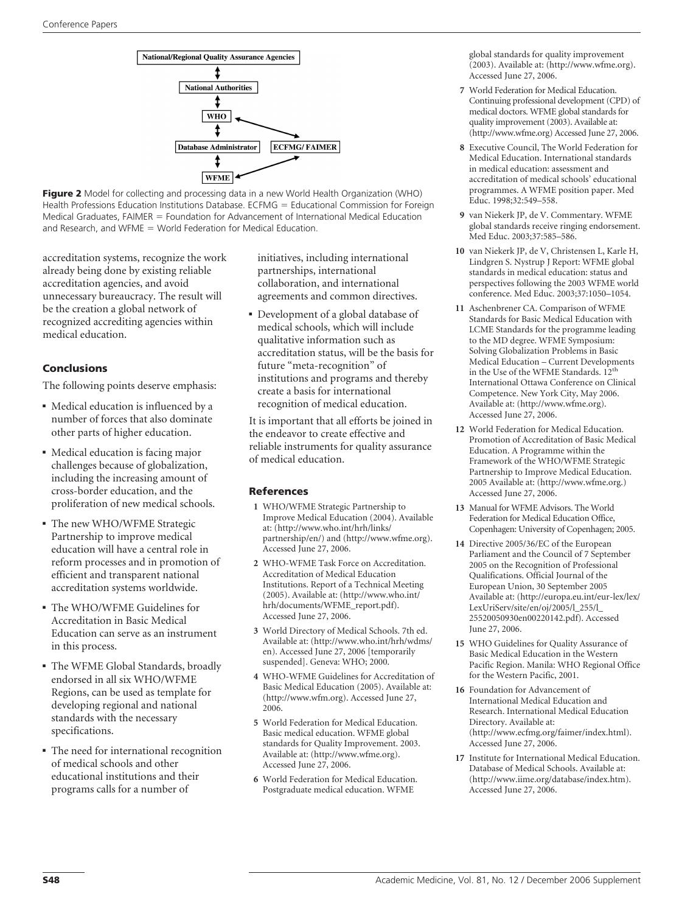National/Regional Quality Assurance Agencies

National Authorities

WHO

Database Administrator

ECFMG/ FAIMER

WFME

**Figure 2** Model for collecting and processing data in a new World Health Organization (WHO) Health Professions Education Institutions Database. ECFMG = Educational Commission for Foreign Medical Graduates, FAIMER = Foundation for Advancement of International Medical Education and Research, and WFME = World Federation for Medical Education.

accreditation systems, recognize the work already being done by existing reliable accreditation agencies, and avoid unnecessary bureaucracy. The result will be the creation a global network of recognized accrediting agencies within medical education.

## Conclusions

The following points deserve emphasis:

- Medical education is influenced by a number of forces that also dominate other parts of higher education.
- Medical education is facing major challenges because of globalization, including the increasing amount of cross-border education, and the proliferation of new medical schools.
- The new WHO/WFME Strategic Partnership to improve medical education will have a central role in reform processes and in promotion of efficient and transparent national accreditation systems worldwide.
- The WHO/WFME Guidelines for Accreditation in Basic Medical Education can serve as an instrument in this process.
- The WFME Global Standards, broadly endorsed in all six WHO/WFME Regions, can be used as template for developing regional and national standards with the necessary specifications.
- The need for international recognition of medical schools and other educational institutions and their programs calls for a number of initiatives, including international partnerships, international collaboration, and international agreements and common directives.
- Development of a global database of medical schools, which will include qualitative information such as accreditation status, will be the basis for future "meta-recognition" of institutions and programs and thereby create a basis for international recognition of medical education.

It is important that all efforts be joined in the endeavor to create effective and reliable instruments for quality assurance of medical education.

## References

1 WHO/WFME Strategic Partnership to Improve Medical Education (2004). Available at: (http://www.who.int/hrh/links/partnership/en/) and (http://www.wfme.org). Accessed June 27, 2006.

2 WHO-WFME Task Force on Accreditation. Accreditation of Medical Education Institutions. Report of a Technical Meeting (2005). Available at: (http://www.who.int/hrh/documents/WFME_report.pdf). Accessed June 27, 2006.

3 World Directory of Medical Schools. 7th ed. Available at: (http://www.who.int/hrh/wdms/en). Accessed June 27, 2006 [temporarily suspended]. Geneva: WHO; 2000.

4 WHO-WFME Guidelines for Accreditation of Basic Medical Education (2005). Available at: (http://www.wfm.org). Accessed June 27, 2006.

5 World Federation for Medical Education. Basic medical education. WFME global standards for Quality Improvement. 2003. Available at: (http://www.wfme.org). Accessed June 27, 2006.

6 World Federation for Medical Education. Postgraduate medical education. WFME global standards for quality improvement (2003). Available at: (http://www.wfme.org). Accessed June 27, 2006.

7 World Federation for Medical Education. Continuing professional development (CPD) of medical doctors. WFME global standards for quality improvement (2003). Available at: (http://www.wfme.org) Accessed June 27, 2006.

8 Executive Council, The World Federation for Medical Education. International standards in medical education: assessment and accreditation of medical schools' educational programmes. A WFME position paper. Med Educ. 1998;32:549–558.

9 van Niekerk JP, de V. Commentary. WFME global standards receive ringing endorsement. Med Educ. 2003;37:585–586.

10 van Niekerk JP, de V, Christensen L, Karle H, Lindgren S. Nystrup J Report: WFME global standards in medical education: status and perspectives following the 2003 WFME world conference. Med Educ. 2003;37:1050–1054.

11 Aschenbrener CA. Comparison of WFME Standards for Basic Medical Education with LCME Standards for the programme leading to the MD degree. WFME Symposium: Solving Globalization Problems in Basic Medical Education – Current Developments in the Use of the WFME Standards. 12th International Ottawa Conference on Clinical Competence. New York City, May 2006. Available at: (http://www.wfme.org). Accessed June 27, 2006.

12 World Federation for Medical Education. Promotion of Accreditation of Basic Medical Education. A Programme within the Framework of the WHO/WFME Strategic Partnership to Improve Medical Education. 2005 Available at: (http://www.wfme.org.) Accessed June 27, 2006.

13 Manual for WFME Advisors. The World Federation for Medical Education Office, Copenhagen: University of Copenhagen; 2005.

14 Directive 2005/36/EC of the European Parliament and the Council of 7 September 2005 on the Recognition of Professional Qualifications. Official Journal of the European Union, 30 September 2005 Available at: (http://europa.eu.int/eur-lex/lex/LexUriServ/site/en/oj/2005/l_255/l_25520050930en00220142.pdf). Accessed June 27, 2006.

15 WHO Guidelines for Quality Assurance of Basic Medical Education in the Western Pacific Region. Manila: WHO Regional Office for the Western Pacific, 2001.

16 Foundation for Advancement of International Medical Education and Research. International Medical Education Directory. Available at: (http://www.ecfmg.org/faimer/index.html). Accessed June 27, 2006.

17 Institute for International Medical Education. Database of Medical Schools. Available at: (http://www.iime.org/database/index.htm). Accessed June 27, 2006.